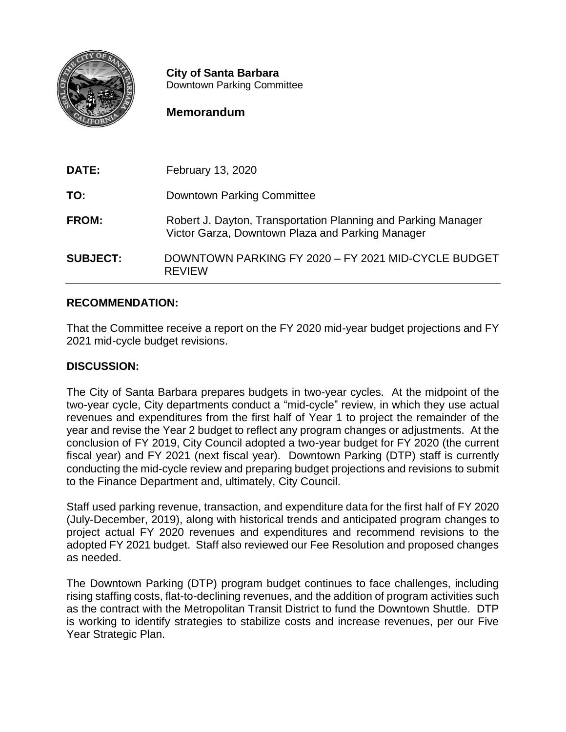**City of Santa Barbara**
Downtown Parking Committee

## Memorandum

| | |
|---|---|
| **DATE:** | February 13, 2020 |
| **TO:** | Downtown Parking Committee |
| **FROM:** | Robert J. Dayton, Transportation Planning and Parking Manager<br>Victor Garza, Downtown Plaza and Parking Manager |
| **SUBJECT:** | DOWNTOWN PARKING FY 2020 – FY 2021 MID-CYCLE BUDGET REVIEW |

### RECOMMENDATION:

That the Committee receive a report on the FY 2020 mid-year budget projections and FY 2021 mid-cycle budget revisions.

### DISCUSSION:

The City of Santa Barbara prepares budgets in two-year cycles. At the midpoint of the two-year cycle, City departments conduct a "mid-cycle" review, in which they use actual revenues and expenditures from the first half of Year 1 to project the remainder of the year and revise the Year 2 budget to reflect any program changes or adjustments. At the conclusion of FY 2019, City Council adopted a two-year budget for FY 2020 (the current fiscal year) and FY 2021 (next fiscal year). Downtown Parking (DTP) staff is currently conducting the mid-cycle review and preparing budget projections and revisions to submit to the Finance Department and, ultimately, City Council.

Staff used parking revenue, transaction, and expenditure data for the first half of FY 2020 (July-December, 2019), along with historical trends and anticipated program changes to project actual FY 2020 revenues and expenditures and recommend revisions to the adopted FY 2021 budget. Staff also reviewed our Fee Resolution and proposed changes as needed.

The Downtown Parking (DTP) program budget continues to face challenges, including rising staffing costs, flat-to-declining revenues, and the addition of program activities such as the contract with the Metropolitan Transit District to fund the Downtown Shuttle. DTP is working to identify strategies to stabilize costs and increase revenues, per our Five Year Strategic Plan.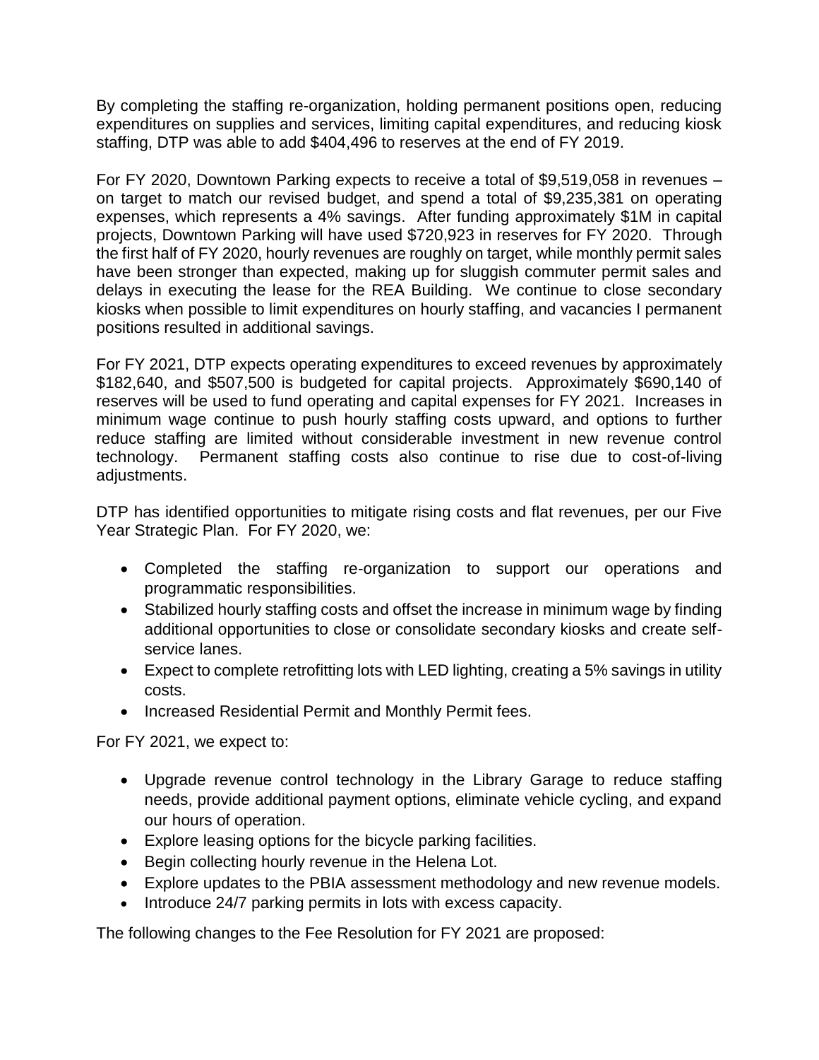By completing the staffing re-organization, holding permanent positions open, reducing expenditures on supplies and services, limiting capital expenditures, and reducing kiosk staffing, DTP was able to add $404,496 to reserves at the end of FY 2019.

For FY 2020, Downtown Parking expects to receive a total of $9,519,058 in revenues – on target to match our revised budget, and spend a total of $9,235,381 on operating expenses, which represents a 4% savings. After funding approximately $1M in capital projects, Downtown Parking will have used $720,923 in reserves for FY 2020. Through the first half of FY 2020, hourly revenues are roughly on target, while monthly permit sales have been stronger than expected, making up for sluggish commuter permit sales and delays in executing the lease for the REA Building. We continue to close secondary kiosks when possible to limit expenditures on hourly staffing, and vacancies I permanent positions resulted in additional savings.

For FY 2021, DTP expects operating expenditures to exceed revenues by approximately $182,640, and $507,500 is budgeted for capital projects. Approximately $690,140 of reserves will be used to fund operating and capital expenses for FY 2021. Increases in minimum wage continue to push hourly staffing costs upward, and options to further reduce staffing are limited without considerable investment in new revenue control technology. Permanent staffing costs also continue to rise due to cost-of-living adjustments.

DTP has identified opportunities to mitigate rising costs and flat revenues, per our Five Year Strategic Plan. For FY 2020, we:

- Completed the staffing re-organization to support our operations and programmatic responsibilities.
- Stabilized hourly staffing costs and offset the increase in minimum wage by finding additional opportunities to close or consolidate secondary kiosks and create self-service lanes.
- Expect to complete retrofitting lots with LED lighting, creating a 5% savings in utility costs.
- Increased Residential Permit and Monthly Permit fees.

For FY 2021, we expect to:

- Upgrade revenue control technology in the Library Garage to reduce staffing needs, provide additional payment options, eliminate vehicle cycling, and expand our hours of operation.
- Explore leasing options for the bicycle parking facilities.
- Begin collecting hourly revenue in the Helena Lot.
- Explore updates to the PBIA assessment methodology and new revenue models.
- Introduce 24/7 parking permits in lots with excess capacity.

The following changes to the Fee Resolution for FY 2021 are proposed: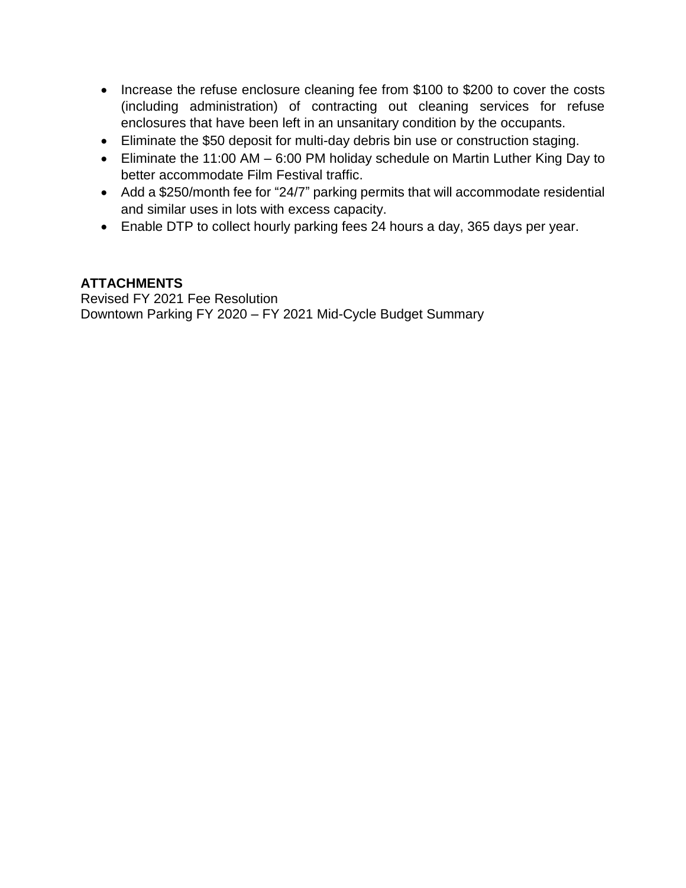- Increase the refuse enclosure cleaning fee from $100 to $200 to cover the costs (including administration) of contracting out cleaning services for refuse enclosures that have been left in an unsanitary condition by the occupants.
- Eliminate the $50 deposit for multi-day debris bin use or construction staging.
- Eliminate the 11:00 AM – 6:00 PM holiday schedule on Martin Luther King Day to better accommodate Film Festival traffic.
- Add a $250/month fee for "24/7" parking permits that will accommodate residential and similar uses in lots with excess capacity.
- Enable DTP to collect hourly parking fees 24 hours a day, 365 days per year.

**ATTACHMENTS**
Revised FY 2021 Fee Resolution
Downtown Parking FY 2020 – FY 2021 Mid-Cycle Budget Summary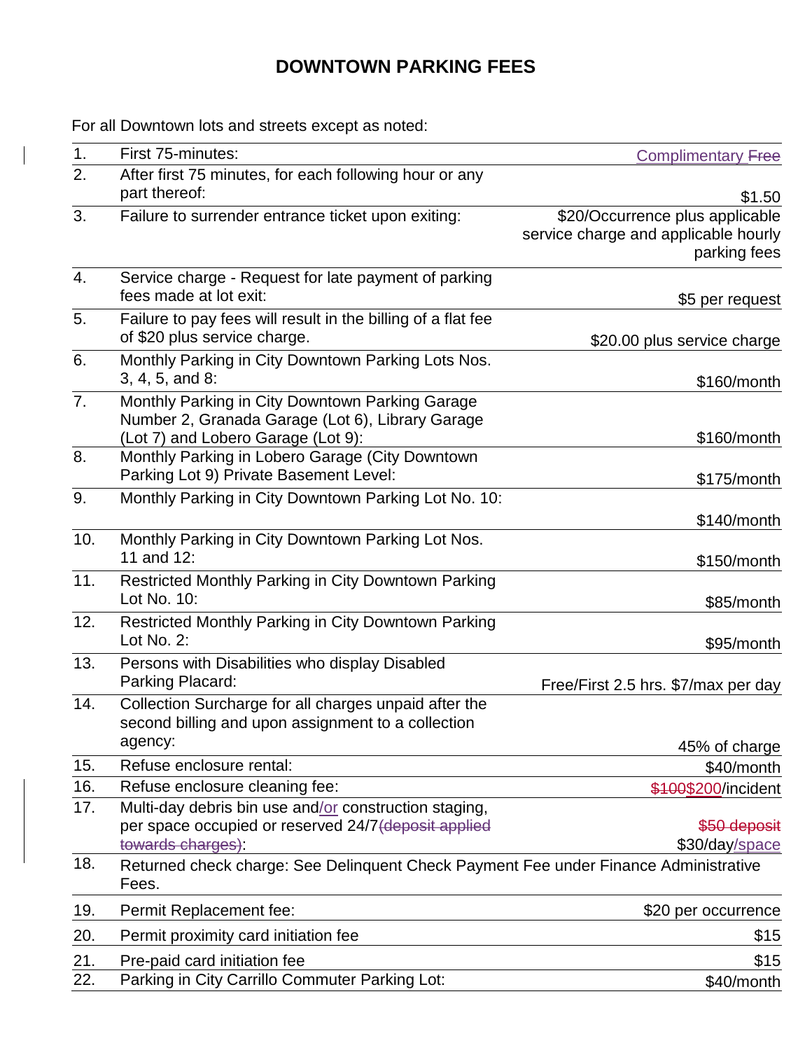# DOWNTOWN PARKING FEES

For all Downtown lots and streets except as noted:

| No. | Description | Fee |
|---|---|---|
| 1. | First 75-minutes: | Complimentary ~~Free~~ |
| 2. | After first 75 minutes, for each following hour or any part thereof: | $1.50 |
| 3. | Failure to surrender entrance ticket upon exiting: | $20/Occurrence plus applicable service charge and applicable hourly parking fees |
| 4. | Service charge - Request for late payment of parking fees made at lot exit: | $5 per request |
| 5. | Failure to pay fees will result in the billing of a flat fee of $20 plus service charge. | $20.00 plus service charge |
| 6. | Monthly Parking in City Downtown Parking Lots Nos. 3, 4, 5, and 8: | $160/month |
| 7. | Monthly Parking in City Downtown Parking Garage Number 2, Granada Garage (Lot 6), Library Garage (Lot 7) and Lobero Garage (Lot 9): | $160/month |
| 8. | Monthly Parking in Lobero Garage (City Downtown Parking Lot 9) Private Basement Level: | $175/month |
| 9. | Monthly Parking in City Downtown Parking Lot No. 10: | $140/month |
| 10. | Monthly Parking in City Downtown Parking Lot Nos. 11 and 12: | $150/month |
| 11. | Restricted Monthly Parking in City Downtown Parking Lot No. 10: | $85/month |
| 12. | Restricted Monthly Parking in City Downtown Parking Lot No. 2: | $95/month |
| 13. | Persons with Disabilities who display Disabled Parking Placard: | Free/First 2.5 hrs. $7/max per day |
| 14. | Collection Surcharge for all charges unpaid after the second billing and upon assignment to a collection agency: | 45% of charge |
| 15. | Refuse enclosure rental: | $40/month |
| 16. | Refuse enclosure cleaning fee: | ~~$100~~$200/incident |
| 17. | Multi-day debris bin use and/or construction staging, per space occupied or reserved 24/7~~(deposit applied towards charges)~~: | ~~$50 deposit~~ $30/day/space |
| 18. | Returned check charge: See Delinquent Check Payment Fee under Finance Administrative Fees. | |
| 19. | Permit Replacement fee: | $20 per occurrence |
| 20. | Permit proximity card initiation fee | $15 |
| 21. | Pre-paid card initiation fee | $15 |
| 22. | Parking in City Carrillo Commuter Parking Lot: | $40/month |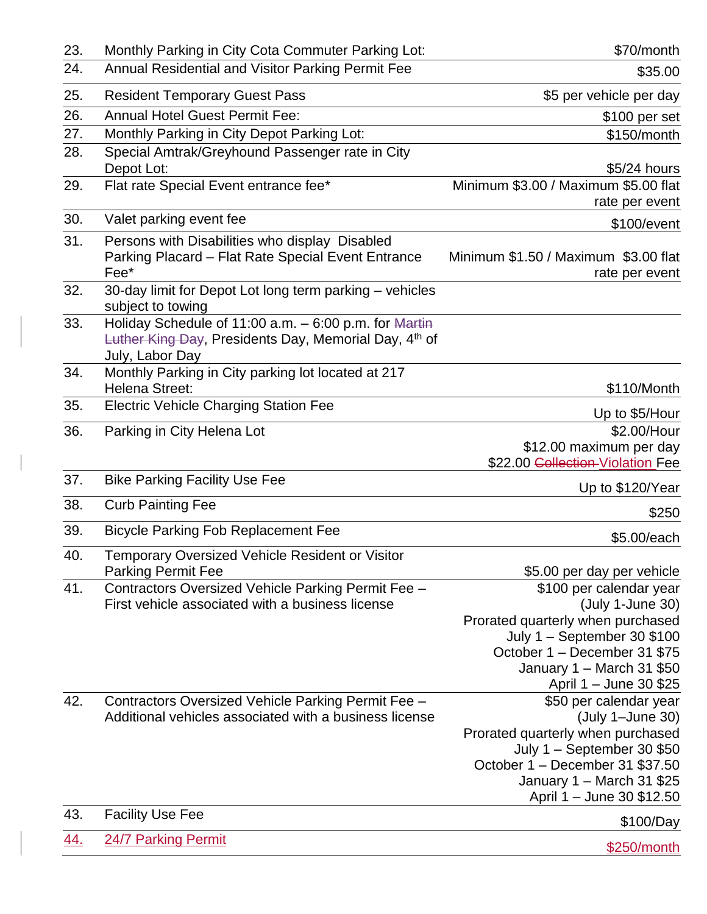| | | |
|---|---|---|
| 23. | Monthly Parking in City Cota Commuter Parking Lot: | $70/month |
| 24. | Annual Residential and Visitor Parking Permit Fee | $35.00 |
| 25. | Resident Temporary Guest Pass | $5 per vehicle per day |
| 26. | Annual Hotel Guest Permit Fee: | $100 per set |
| 27. | Monthly Parking in City Depot Parking Lot: | $150/month |
| 28. | Special Amtrak/Greyhound Passenger rate in City Depot Lot: | $5/24 hours |
| 29. | Flat rate Special Event entrance fee* | Minimum $3.00 / Maximum $5.00 flat rate per event |
| 30. | Valet parking event fee | $100/event |
| 31. | Persons with Disabilities who display Disabled Parking Placard – Flat Rate Special Event Entrance Fee* | Minimum $1.50 / Maximum $3.00 flat rate per event |
| 32. | 30-day limit for Depot Lot long term parking – vehicles subject to towing | |
| 33. | Holiday Schedule of 11:00 a.m. – 6:00 p.m. for ~~Martin Luther King Day~~, Presidents Day, Memorial Day, 4th of July, Labor Day | |
| 34. | Monthly Parking in City parking lot located at 217 Helena Street: | $110/Month |
| 35. | Electric Vehicle Charging Station Fee | Up to $5/Hour |
| 36. | Parking in City Helena Lot | $2.00/Hour<br>$12.00 maximum per day<br>$22.00 ~~Collection~~ Violation Fee |
| 37. | Bike Parking Facility Use Fee | Up to $120/Year |
| 38. | Curb Painting Fee | $250 |
| 39. | Bicycle Parking Fob Replacement Fee | $5.00/each |
| 40. | Temporary Oversized Vehicle Resident or Visitor Parking Permit Fee | $5.00 per day per vehicle |
| 41. | Contractors Oversized Vehicle Parking Permit Fee – First vehicle associated with a business license | $100 per calendar year (July 1-June 30)<br>Prorated quarterly when purchased<br>July 1 – September 30 $100<br>October 1 – December 31 $75<br>January 1 – March 31 $50<br>April 1 – June 30 $25 |
| 42. | Contractors Oversized Vehicle Parking Permit Fee – Additional vehicles associated with a business license | $50 per calendar year (July 1–June 30)<br>Prorated quarterly when purchased<br>July 1 – September 30 $50<br>October 1 – December 31 $37.50<br>January 1 – March 31 $25<br>April 1 – June 30 $12.50 |
| 43. | Facility Use Fee | $100/Day |
| 44. | 24/7 Parking Permit | $250/month |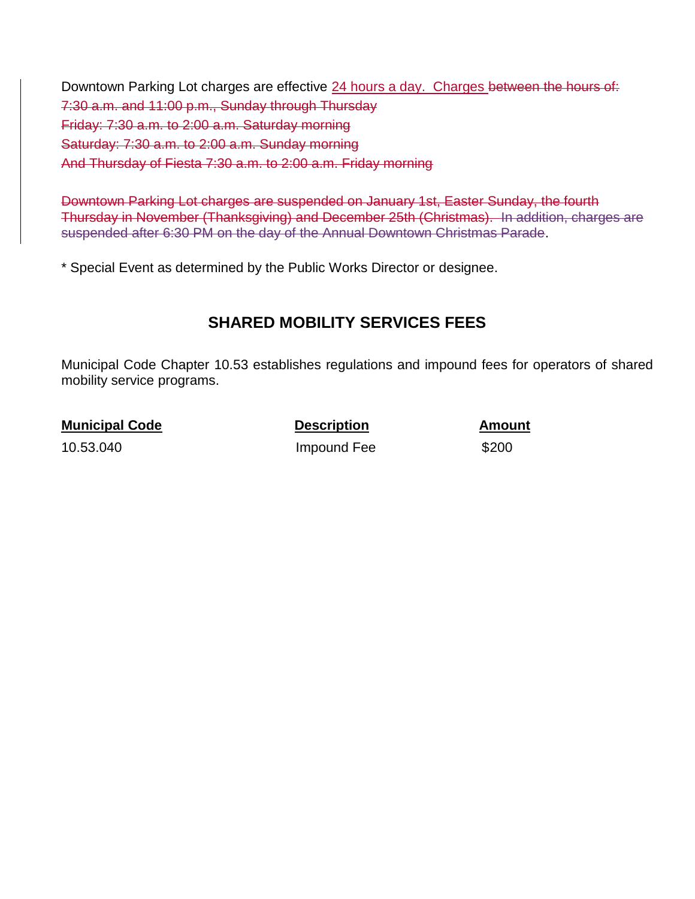Downtown Parking Lot charges are effective <ins>24 hours a day. Charges</ins> ~~between the hours of:~~
~~7:30 a.m. and 11:00 p.m., Sunday through Thursday~~
~~Friday: 7:30 a.m. to 2:00 a.m. Saturday morning~~
~~Saturday: 7:30 a.m. to 2:00 a.m. Sunday morning~~
~~And Thursday of Fiesta 7:30 a.m. to 2:00 a.m. Friday morning~~

~~Downtown Parking Lot charges are suspended on January 1st, Easter Sunday, the fourth Thursday in November (Thanksgiving) and December 25th (Christmas). In addition, charges are suspended after 6:30 PM on the day of the Annual Downtown Christmas Parade~~.

* Special Event as determined by the Public Works Director or designee.

## SHARED MOBILITY SERVICES FEES

Municipal Code Chapter 10.53 establishes regulations and impound fees for operators of shared mobility service programs.

| Municipal Code | Description | Amount |
|---|---|---|
| 10.53.040 | Impound Fee | $200 |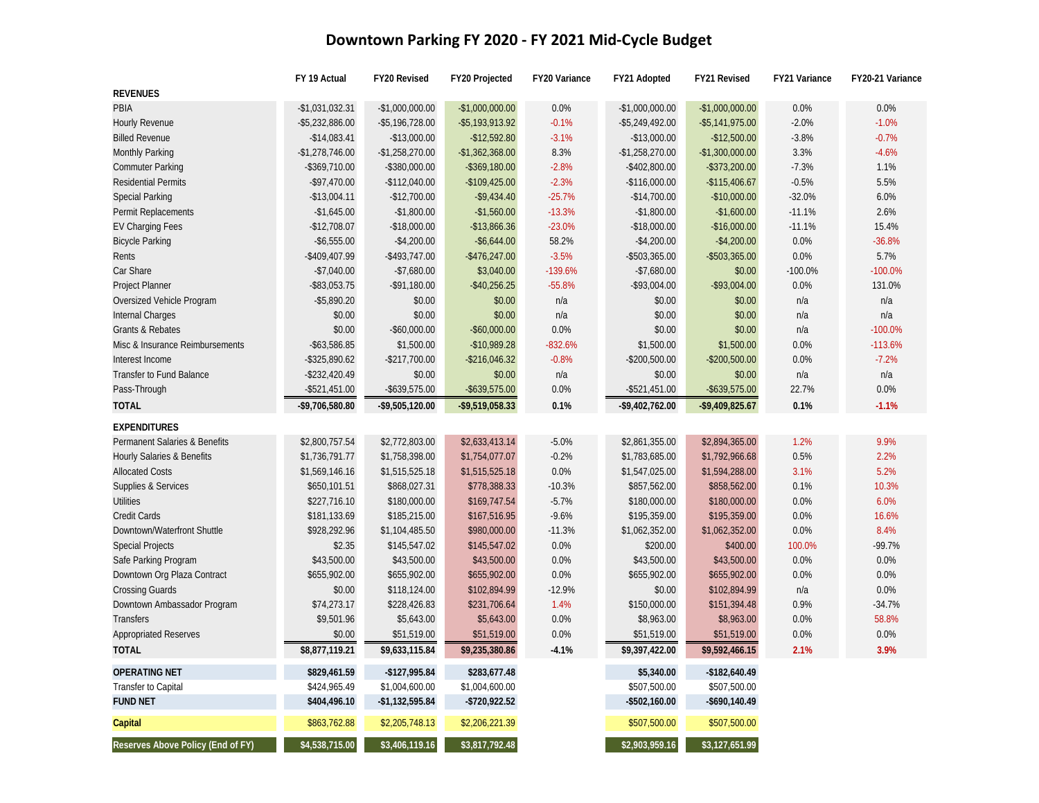# Downtown Parking FY 2020 - FY 2021 Mid-Cycle Budget

| | FY 19 Actual | FY20 Revised | FY20 Projected | FY20 Variance | FY21 Adopted | FY21 Revised | FY21 Variance | FY20-21 Variance |
|---|---|---|---|---|---|---|---|---|
| **REVENUES** | | | | | | | | |
| PBIA | -$1,031,032.31 | -$1,000,000.00 | -$1,000,000.00 | 0.0% | -$1,000,000.00 | -$1,000,000.00 | 0.0% | 0.0% |
| Hourly Revenue | -$5,232,886.00 | -$5,196,728.00 | -$5,193,913.92 | -0.1% | -$5,249,492.00 | -$5,141,975.00 | -2.0% | -1.0% |
| Billed Revenue | -$14,083.41 | -$13,000.00 | -$12,592.80 | -3.1% | -$13,000.00 | -$12,500.00 | -3.8% | -0.7% |
| Monthly Parking | -$1,278,746.00 | -$1,258,270.00 | -$1,362,368.00 | 8.3% | -$1,258,270.00 | -$1,300,000.00 | 3.3% | -4.6% |
| Commuter Parking | -$369,710.00 | -$380,000.00 | -$369,180.00 | -2.8% | -$402,800.00 | -$373,200.00 | -7.3% | 1.1% |
| Residential Permits | -$97,470.00 | -$112,040.00 | -$109,425.00 | -2.3% | -$116,000.00 | -$115,406.67 | -0.5% | 5.5% |
| Special Parking | -$13,004.11 | -$12,700.00 | -$9,434.40 | -25.7% | -$14,700.00 | -$10,000.00 | -32.0% | 6.0% |
| Permit Replacements | -$1,645.00 | -$1,800.00 | -$1,560.00 | -13.3% | -$1,800.00 | -$1,600.00 | -11.1% | 2.6% |
| EV Charging Fees | -$12,708.07 | -$18,000.00 | -$13,866.36 | -23.0% | -$18,000.00 | -$16,000.00 | -11.1% | 15.4% |
| Bicycle Parking | -$6,555.00 | -$4,200.00 | -$6,644.00 | 58.2% | -$4,200.00 | -$4,200.00 | 0.0% | -36.8% |
| Rents | -$409,407.99 | -$493,747.00 | -$476,247.00 | -3.5% | -$503,365.00 | -$503,365.00 | 0.0% | 5.7% |
| Car Share | -$7,040.00 | -$7,680.00 | $3,040.00 | -139.6% | -$7,680.00 | $0.00 | -100.0% | -100.0% |
| Project Planner | -$83,053.75 | -$91,180.00 | -$40,256.25 | -55.8% | -$93,004.00 | -$93,004.00 | 0.0% | 131.0% |
| Oversized Vehicle Program | -$5,890.20 | $0.00 | $0.00 | n/a | $0.00 | $0.00 | n/a | n/a |
| Internal Charges | $0.00 | $0.00 | $0.00 | n/a | $0.00 | $0.00 | n/a | n/a |
| Grants & Rebates | $0.00 | -$60,000.00 | -$60,000.00 | 0.0% | $0.00 | $0.00 | n/a | -100.0% |
| Misc & Insurance Reimbursements | -$63,586.85 | $1,500.00 | -$10,989.28 | -832.6% | $1,500.00 | $1,500.00 | 0.0% | -113.6% |
| Interest Income | -$325,890.62 | -$217,700.00 | -$216,046.32 | -0.8% | -$200,500.00 | -$200,500.00 | 0.0% | -7.2% |
| Transfer to Fund Balance | -$232,420.49 | $0.00 | $0.00 | n/a | $0.00 | $0.00 | n/a | n/a |
| Pass-Through | -$521,451.00 | -$639,575.00 | -$639,575.00 | 0.0% | -$521,451.00 | -$639,575.00 | 22.7% | 0.0% |
| **TOTAL** | **-$9,706,580.80** | **-$9,505,120.00** | **-$9,519,058.33** | **0.1%** | **-$9,402,762.00** | **-$9,409,825.67** | **0.1%** | **-1.1%** |
| **EXPENDITURES** | | | | | | | | |
| Permanent Salaries & Benefits | $2,800,757.54 | $2,772,803.00 | $2,633,413.14 | -5.0% | $2,861,355.00 | $2,894,365.00 | 1.2% | 9.9% |
| Hourly Salaries & Benefits | $1,736,791.77 | $1,758,398.00 | $1,754,077.07 | -0.2% | $1,783,685.00 | $1,792,966.68 | 0.5% | 2.2% |
| Allocated Costs | $1,569,146.16 | $1,515,525.18 | $1,515,525.18 | 0.0% | $1,547,025.00 | $1,594,288.00 | 3.1% | 5.2% |
| Supplies & Services | $650,101.51 | $868,027.31 | $778,388.33 | -10.3% | $857,562.00 | $858,562.00 | 0.1% | 10.3% |
| Utilities | $227,716.10 | $180,000.00 | $169,747.54 | -5.7% | $180,000.00 | $180,000.00 | 0.0% | 6.0% |
| Credit Cards | $181,133.69 | $185,215.00 | $167,516.95 | -9.6% | $195,359.00 | $195,359.00 | 0.0% | 16.6% |
| Downtown/Waterfront Shuttle | $928,292.96 | $1,104,485.50 | $980,000.00 | -11.3% | $1,062,352.00 | $1,062,352.00 | 0.0% | 8.4% |
| Special Projects | $2.35 | $145,547.02 | $145,547.02 | 0.0% | $200.00 | $400.00 | 100.0% | -99.7% |
| Safe Parking Program | $43,500.00 | $43,500.00 | $43,500.00 | 0.0% | $43,500.00 | $43,500.00 | 0.0% | 0.0% |
| Downtown Org Plaza Contract | $655,902.00 | $655,902.00 | $655,902.00 | 0.0% | $655,902.00 | $655,902.00 | 0.0% | 0.0% |
| Crossing Guards | $0.00 | $118,124.00 | $102,894.99 | -12.9% | $0.00 | $102,894.99 | n/a | 0.0% |
| Downtown Ambassador Program | $74,273.17 | $228,426.83 | $231,706.64 | 1.4% | $150,000.00 | $151,394.48 | 0.9% | -34.7% |
| Transfers | $9,501.96 | $5,643.00 | $5,643.00 | 0.0% | $8,963.00 | $8,963.00 | 0.0% | 58.8% |
| Appropriated Reserves | $0.00 | $51,519.00 | $51,519.00 | 0.0% | $51,519.00 | $51,519.00 | 0.0% | 0.0% |
| **TOTAL** | **$8,877,119.21** | **$9,633,115.84** | **$9,235,380.86** | **-4.1%** | **$9,397,422.00** | **$9,592,466.15** | **2.1%** | **3.9%** |
| **OPERATING NET** | **$829,461.59** | **-$127,995.84** | **$283,677.48** | | **$5,340.00** | **-$182,640.49** | | |
| Transfer to Capital | $424,965.49 | $1,004,600.00 | $1,004,600.00 | | $507,500.00 | $507,500.00 | | |
| **FUND NET** | **$404,496.10** | **-$1,132,595.84** | **-$720,922.52** | | **-$502,160.00** | **-$690,140.49** | | |
| **Capital** | $863,762.88 | $2,205,748.13 | $2,206,221.39 | | $507,500.00 | $507,500.00 | | |
| **Reserves Above Policy (End of FY)** | **$4,538,715.00** | **$3,406,119.16** | **$3,817,792.48** | | **$2,903,959.16** | **$3,127,651.99** | | |